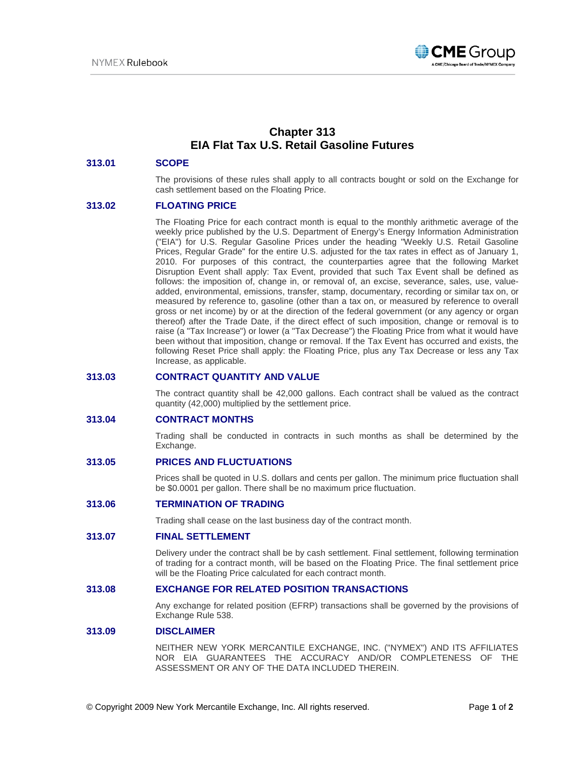# Chapter 313
# EIA Flat Tax U.S. Retail Gasoline Futures

## 313.01 SCOPE

The provisions of these rules shall apply to all contracts bought or sold on the Exchange for cash settlement based on the Floating Price.

## 313.02 FLOATING PRICE

The Floating Price for each contract month is equal to the monthly arithmetic average of the weekly price published by the U.S. Department of Energy's Energy Information Administration ("EIA") for U.S. Regular Gasoline Prices under the heading "Weekly U.S. Retail Gasoline Prices, Regular Grade" for the entire U.S. adjusted for the tax rates in effect as of January 1, 2010. For purposes of this contract, the counterparties agree that the following Market Disruption Event shall apply: Tax Event, provided that such Tax Event shall be defined as follows: the imposition of, change in, or removal of, an excise, severance, sales, use, value-added, environmental, emissions, transfer, stamp, documentary, recording or similar tax on, or measured by reference to, gasoline (other than a tax on, or measured by reference to overall gross or net income) by or at the direction of the federal government (or any agency or organ thereof) after the Trade Date, if the direct effect of such imposition, change or removal is to raise (a "Tax Increase") or lower (a "Tax Decrease") the Floating Price from what it would have been without that imposition, change or removal. If the Tax Event has occurred and exists, the following Reset Price shall apply: the Floating Price, plus any Tax Decrease or less any Tax Increase, as applicable.

## 313.03 CONTRACT QUANTITY AND VALUE

The contract quantity shall be 42,000 gallons. Each contract shall be valued as the contract quantity (42,000) multiplied by the settlement price.

## 313.04 CONTRACT MONTHS

Trading shall be conducted in contracts in such months as shall be determined by the Exchange.

## 313.05 PRICES AND FLUCTUATIONS

Prices shall be quoted in U.S. dollars and cents per gallon. The minimum price fluctuation shall be $0.0001 per gallon. There shall be no maximum price fluctuation.

## 313.06 TERMINATION OF TRADING

Trading shall cease on the last business day of the contract month.

## 313.07 FINAL SETTLEMENT

Delivery under the contract shall be by cash settlement. Final settlement, following termination of trading for a contract month, will be based on the Floating Price. The final settlement price will be the Floating Price calculated for each contract month.

## 313.08 EXCHANGE FOR RELATED POSITION TRANSACTIONS

Any exchange for related position (EFRP) transactions shall be governed by the provisions of Exchange Rule 538.

## 313.09 DISCLAIMER

NEITHER NEW YORK MERCANTILE EXCHANGE, INC. ("NYMEX") AND ITS AFFILIATES NOR EIA GUARANTEES THE ACCURACY AND/OR COMPLETENESS OF THE ASSESSMENT OR ANY OF THE DATA INCLUDED THEREIN.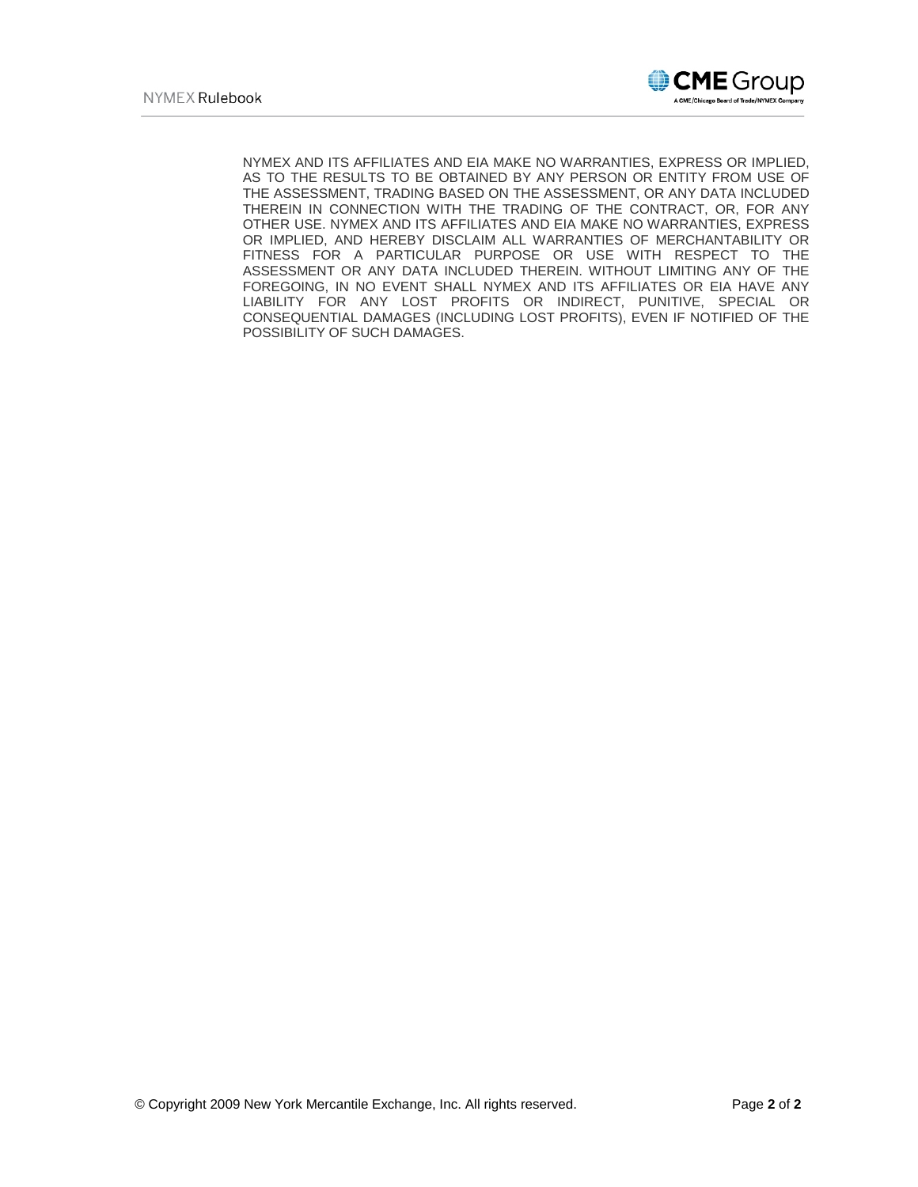NYMEX AND ITS AFFILIATES AND EIA MAKE NO WARRANTIES, EXPRESS OR IMPLIED, AS TO THE RESULTS TO BE OBTAINED BY ANY PERSON OR ENTITY FROM USE OF THE ASSESSMENT, TRADING BASED ON THE ASSESSMENT, OR ANY DATA INCLUDED THEREIN IN CONNECTION WITH THE TRADING OF THE CONTRACT, OR, FOR ANY OTHER USE. NYMEX AND ITS AFFILIATES AND EIA MAKE NO WARRANTIES, EXPRESS OR IMPLIED, AND HEREBY DISCLAIM ALL WARRANTIES OF MERCHANTABILITY OR FITNESS FOR A PARTICULAR PURPOSE OR USE WITH RESPECT TO THE ASSESSMENT OR ANY DATA INCLUDED THEREIN. WITHOUT LIMITING ANY OF THE FOREGOING, IN NO EVENT SHALL NYMEX AND ITS AFFILIATES OR EIA HAVE ANY LIABILITY FOR ANY LOST PROFITS OR INDIRECT, PUNITIVE, SPECIAL OR CONSEQUENTIAL DAMAGES (INCLUDING LOST PROFITS), EVEN IF NOTIFIED OF THE POSSIBILITY OF SUCH DAMAGES.